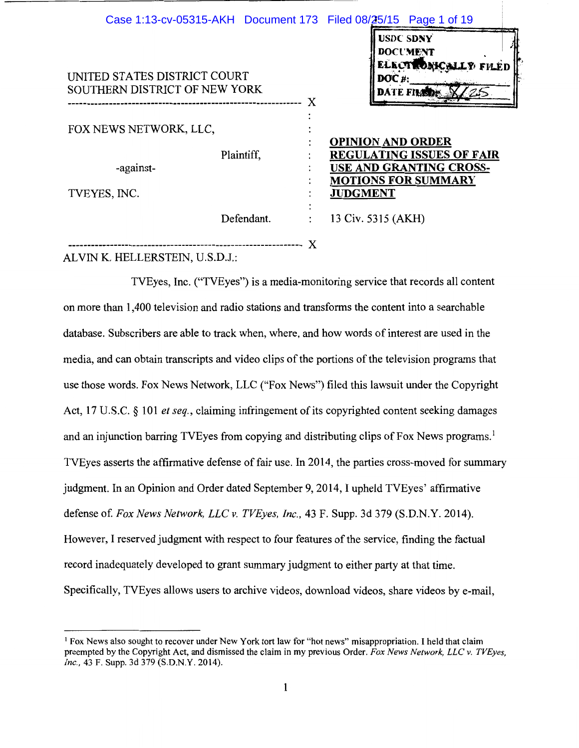UNITED STATES DISTRICT COURT
SOUTHERN DISTRICT OF NEW YORK

USDC SDNY
DOCUMENT
ELECTRONICALLY FILED
DOC #:
DATE FILED: 8/25

| | |
|---|---|
| FOX NEWS NETWORK, LLC,<br><br>Plaintiff,<br><br>-against-<br><br>TVEYES, INC.<br><br>Defendant. | **OPINION AND ORDER REGULATING ISSUES OF FAIR USE AND GRANTING CROSS-MOTIONS FOR SUMMARY JUDGMENT**<br><br>13 Civ. 5315 (AKH) |

ALVIN K. HELLERSTEIN, U.S.D.J.:

TVEyes, Inc. ("TVEyes") is a media-monitoring service that records all content on more than 1,400 television and radio stations and transforms the content into a searchable database. Subscribers are able to track when, where, and how words of interest are used in the media, and can obtain transcripts and video clips of the portions of the television programs that use those words. Fox News Network, LLC ("Fox News") filed this lawsuit under the Copyright Act, 17 U.S.C. § 101 *et seq.*, claiming infringement of its copyrighted content seeking damages and an injunction barring TVEyes from copying and distributing clips of Fox News programs.[1] TVEyes asserts the affirmative defense of fair use. In 2014, the parties cross-moved for summary judgment. In an Opinion and Order dated September 9, 2014, I upheld TVEyes' affirmative defense of. *Fox News Network, LLC v. TVEyes, Inc.*, 43 F. Supp. 3d 379 (S.D.N.Y. 2014). However, I reserved judgment with respect to four features of the service, finding the factual record inadequately developed to grant summary judgment to either party at that time. Specifically, TVEyes allows users to archive videos, download videos, share videos by e-mail,

[1] Fox News also sought to recover under New York tort law for "hot news" misappropriation. I held that claim preempted by the Copyright Act, and dismissed the claim in my previous Order. *Fox News Network, LLC v. TVEyes, Inc.*, 43 F. Supp. 3d 379 (S.D.N.Y. 2014).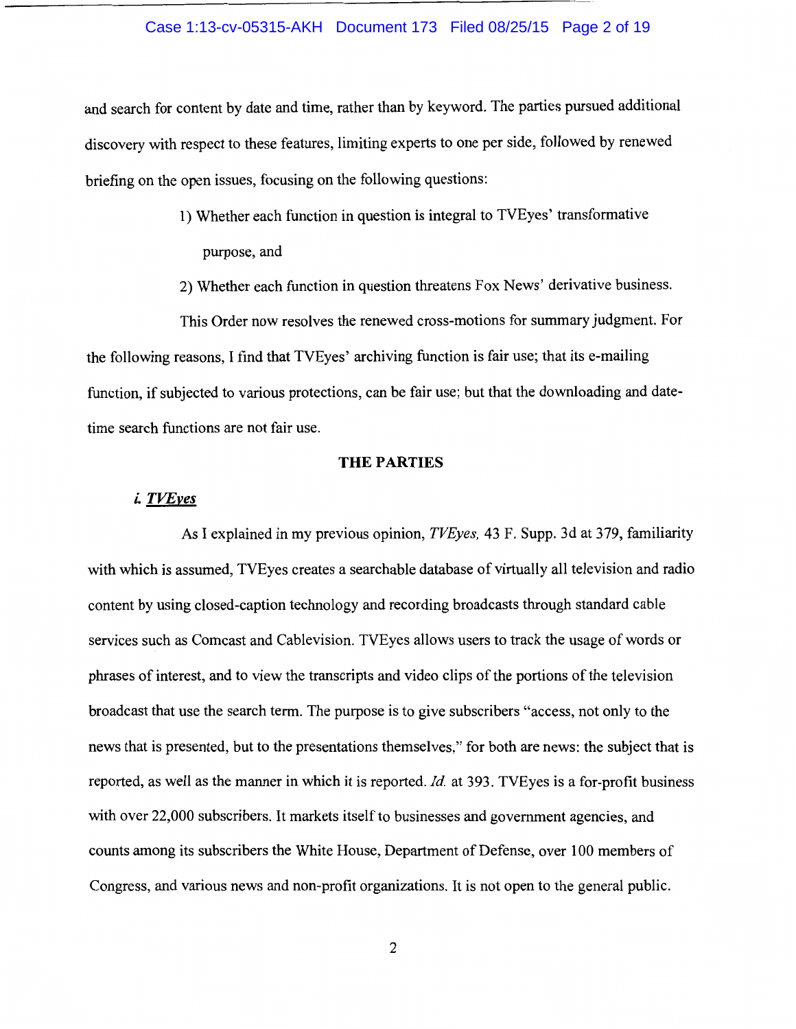and search for content by date and time, rather than by keyword. The parties pursued additional discovery with respect to these features, limiting experts to one per side, followed by renewed briefing on the open issues, focusing on the following questions:

1) Whether each function in question is integral to TVEyes' transformative purpose, and

2) Whether each function in question threatens Fox News' derivative business.

This Order now resolves the renewed cross-motions for summary judgment. For the following reasons, I find that TVEyes' archiving function is fair use; that its e-mailing function, if subjected to various protections, can be fair use; but that the downloading and date-time search functions are not fair use.

## THE PARTIES

### *i. TVEyes*

As I explained in my previous opinion, *TVEyes,* 43 F. Supp. 3d at 379, familiarity with which is assumed, TVEyes creates a searchable database of virtually all television and radio content by using closed-caption technology and recording broadcasts through standard cable services such as Comcast and Cablevision. TVEyes allows users to track the usage of words or phrases of interest, and to view the transcripts and video clips of the portions of the television broadcast that use the search term. The purpose is to give subscribers "access, not only to the news that is presented, but to the presentations themselves," for both are news: the subject that is reported, as well as the manner in which it is reported. *Id.* at 393. TVEyes is a for-profit business with over 22,000 subscribers. It markets itself to businesses and government agencies, and counts among its subscribers the White House, Department of Defense, over 100 members of Congress, and various news and non-profit organizations. It is not open to the general public.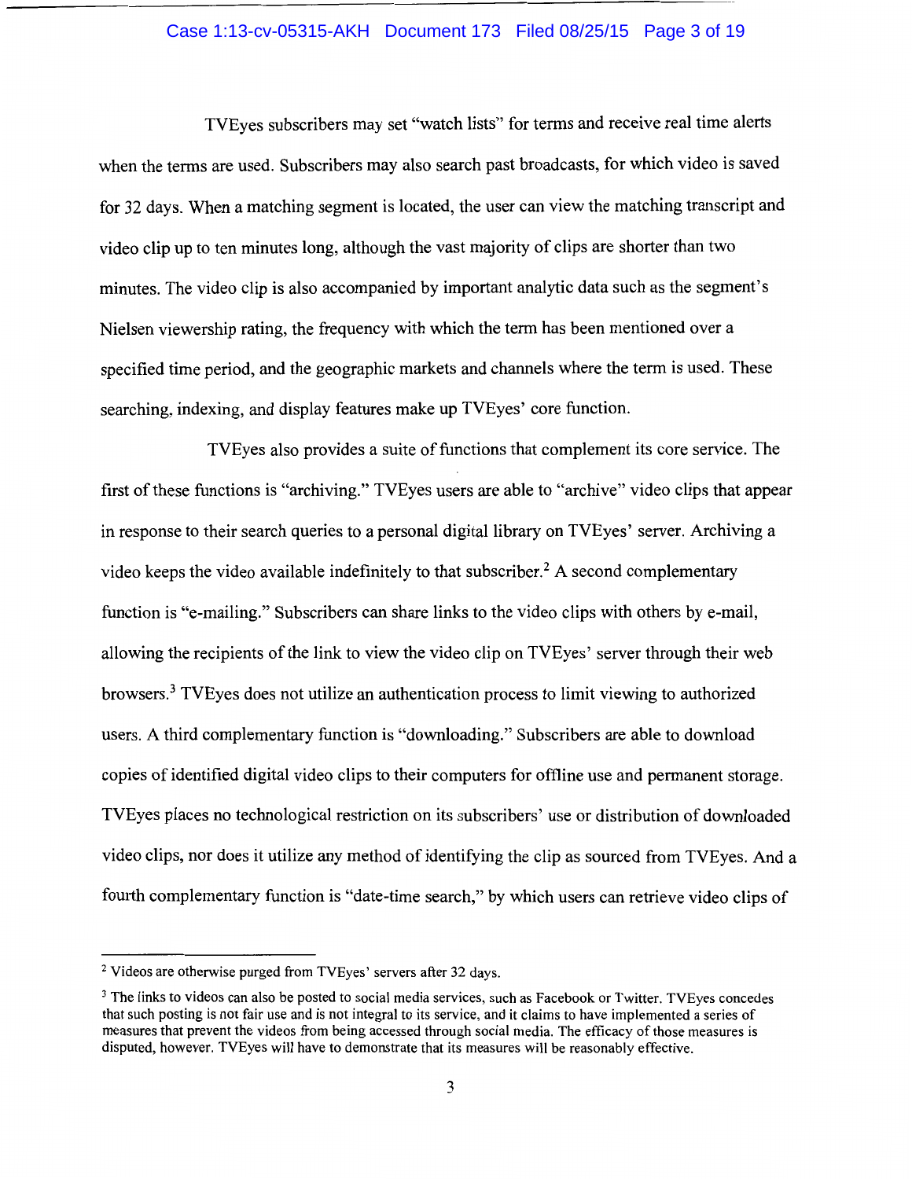TVEyes subscribers may set "watch lists" for terms and receive real time alerts when the terms are used. Subscribers may also search past broadcasts, for which video is saved for 32 days. When a matching segment is located, the user can view the matching transcript and video clip up to ten minutes long, although the vast majority of clips are shorter than two minutes. The video clip is also accompanied by important analytic data such as the segment's Nielsen viewership rating, the frequency with which the term has been mentioned over a specified time period, and the geographic markets and channels where the term is used. These searching, indexing, and display features make up TVEyes' core function.

TVEyes also provides a suite of functions that complement its core service. The first of these functions is "archiving." TVEyes users are able to "archive" video clips that appear in response to their search queries to a personal digital library on TVEyes' server. Archiving a video keeps the video available indefinitely to that subscriber.[2] A second complementary function is "e-mailing." Subscribers can share links to the video clips with others by e-mail, allowing the recipients of the link to view the video clip on TVEyes' server through their web browsers.[3] TVEyes does not utilize an authentication process to limit viewing to authorized users. A third complementary function is "downloading." Subscribers are able to download copies of identified digital video clips to their computers for offline use and permanent storage. TVEyes places no technological restriction on its subscribers' use or distribution of downloaded video clips, nor does it utilize any method of identifying the clip as sourced from TVEyes. And a fourth complementary function is "date-time search," by which users can retrieve video clips of

---

[2] Videos are otherwise purged from TVEyes' servers after 32 days.

[3] The links to videos can also be posted to social media services, such as Facebook or Twitter. TVEyes concedes that such posting is not fair use and is not integral to its service, and it claims to have implemented a series of measures that prevent the videos from being accessed through social media. The efficacy of those measures is disputed, however. TVEyes will have to demonstrate that its measures will be reasonably effective.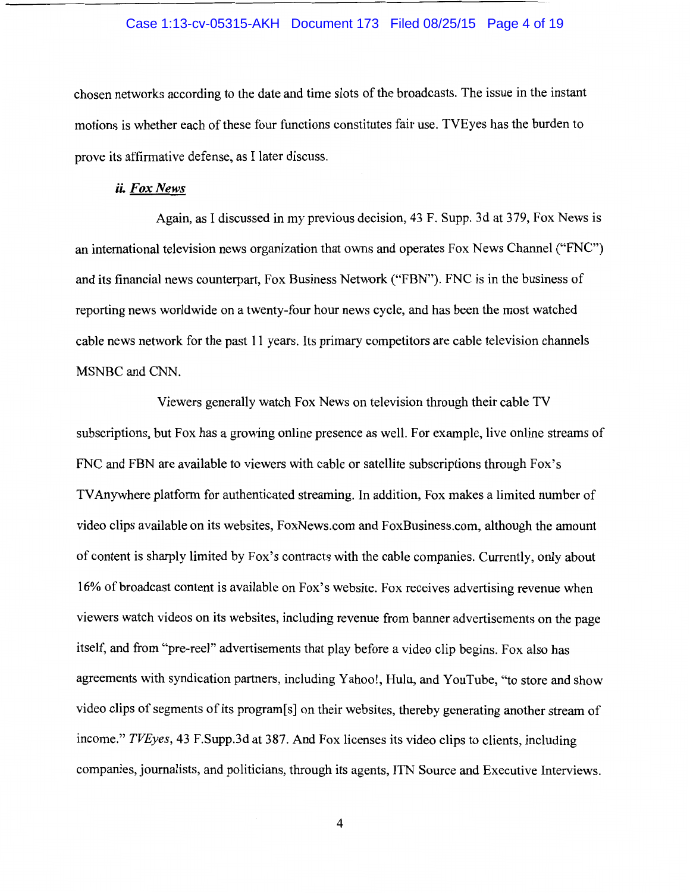chosen networks according to the date and time slots of the broadcasts. The issue in the instant motions is whether each of these four functions constitutes fair use. TVEyes has the burden to prove its affirmative defense, as I later discuss.

***ii. Fox News***

Again, as I discussed in my previous decision, 43 F. Supp. 3d at 379, Fox News is an international television news organization that owns and operates Fox News Channel ("FNC") and its financial news counterpart, Fox Business Network ("FBN"). FNC is in the business of reporting news worldwide on a twenty-four hour news cycle, and has been the most watched cable news network for the past 11 years. Its primary competitors are cable television channels MSNBC and CNN.

Viewers generally watch Fox News on television through their cable TV subscriptions, but Fox has a growing online presence as well. For example, live online streams of FNC and FBN are available to viewers with cable or satellite subscriptions through Fox's TVAnywhere platform for authenticated streaming. In addition, Fox makes a limited number of video clips available on its websites, FoxNews.com and FoxBusiness.com, although the amount of content is sharply limited by Fox's contracts with the cable companies. Currently, only about 16% of broadcast content is available on Fox's website. Fox receives advertising revenue when viewers watch videos on its websites, including revenue from banner advertisements on the page itself, and from "pre-reel" advertisements that play before a video clip begins. Fox also has agreements with syndication partners, including Yahoo!, Hulu, and YouTube, "to store and show video clips of segments of its program[s] on their websites, thereby generating another stream of income." *TVEyes*, 43 F.Supp.3d at 387. And Fox licenses its video clips to clients, including companies, journalists, and politicians, through its agents, ITN Source and Executive Interviews.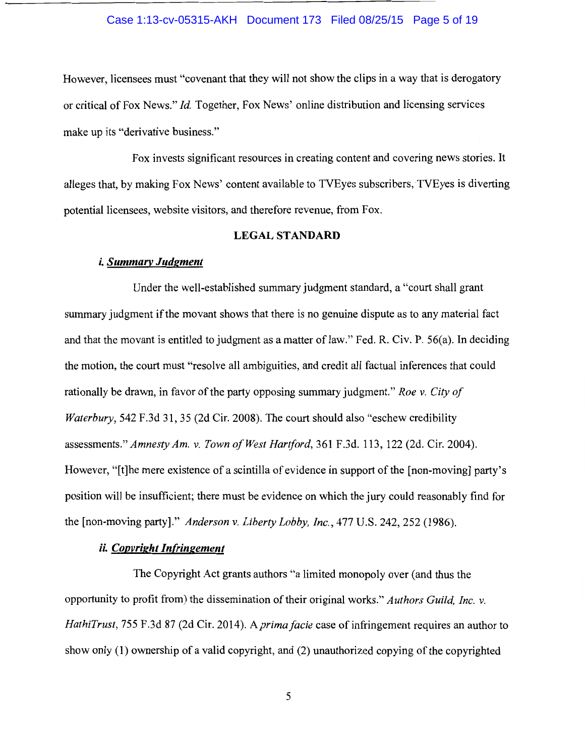However, licensees must "covenant that they will not show the clips in a way that is derogatory or critical of Fox News." *Id.* Together, Fox News' online distribution and licensing services make up its "derivative business."

Fox invests significant resources in creating content and covering news stories. It alleges that, by making Fox News' content available to TVEyes subscribers, TVEyes is diverting potential licensees, website visitors, and therefore revenue, from Fox.

## LEGAL STANDARD

### *i. Summary Judgment*

Under the well-established summary judgment standard, a "court shall grant summary judgment if the movant shows that there is no genuine dispute as to any material fact and that the movant is entitled to judgment as a matter of law." Fed. R. Civ. P. 56(a). In deciding the motion, the court must "resolve all ambiguities, and credit all factual inferences that could rationally be drawn, in favor of the party opposing summary judgment." *Roe v. City of Waterbury*, 542 F.3d 31, 35 (2d Cir. 2008). The court should also "eschew credibility assessments." *Amnesty Am. v. Town of West Hartford*, 361 F.3d. 113, 122 (2d. Cir. 2004). However, "[t]he mere existence of a scintilla of evidence in support of the [non-moving] party's position will be insufficient; there must be evidence on which the jury could reasonably find for the [non-moving party]." *Anderson v. Liberty Lobby, Inc.*, 477 U.S. 242, 252 (1986).

### *ii. Copyright Infringement*

The Copyright Act grants authors "a limited monopoly over (and thus the opportunity to profit from) the dissemination of their original works." *Authors Guild, Inc. v. HathiTrust*, 755 F.3d 87 (2d Cir. 2014). A *prima facie* case of infringement requires an author to show only (1) ownership of a valid copyright, and (2) unauthorized copying of the copyrighted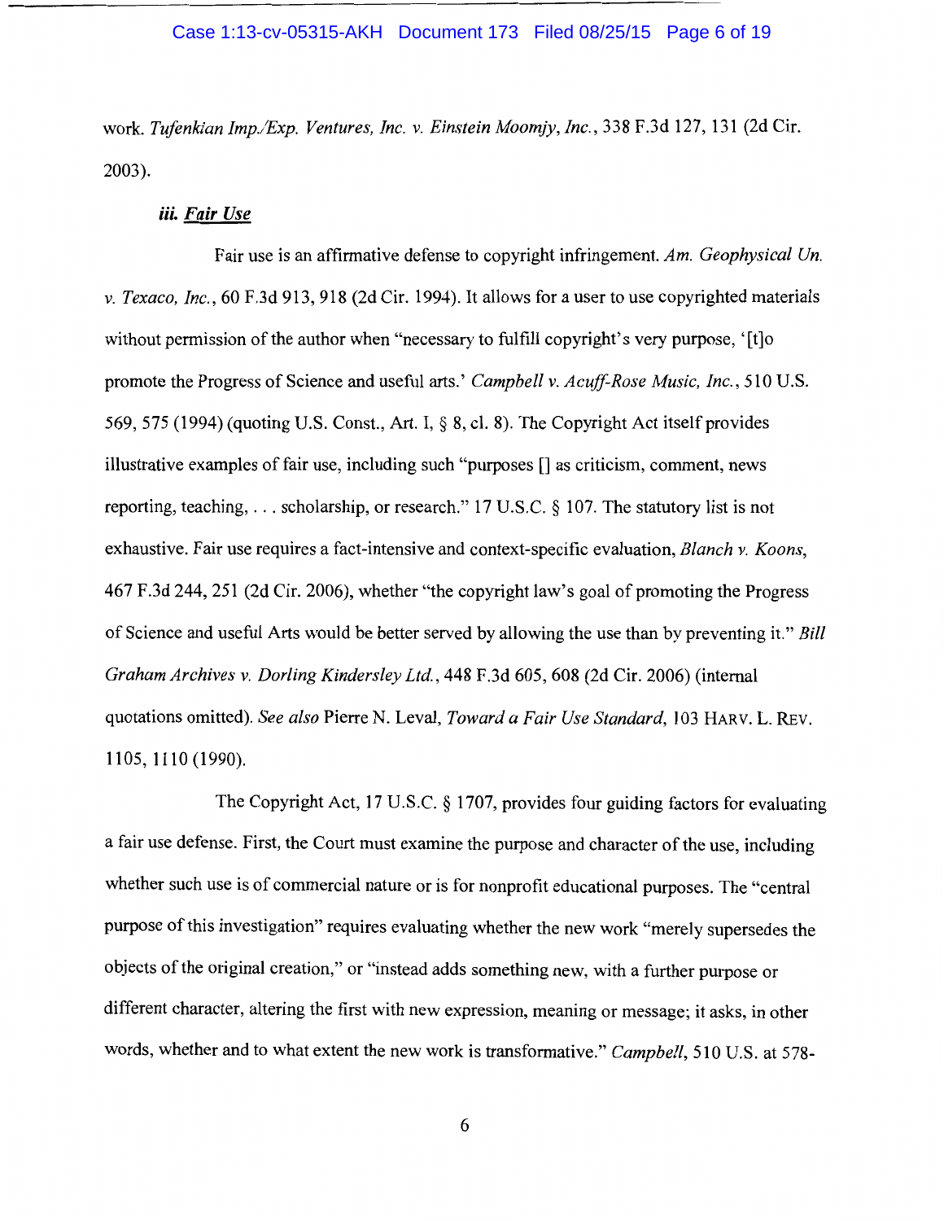work. *Tufenkian Imp./Exp. Ventures, Inc. v. Einstein Moomjy, Inc.*, 338 F.3d 127, 131 (2d Cir. 2003).

***iii. Fair Use***

Fair use is an affirmative defense to copyright infringement. *Am. Geophysical Un. v. Texaco, Inc.*, 60 F.3d 913, 918 (2d Cir. 1994). It allows for a user to use copyrighted materials without permission of the author when "necessary to fulfill copyright's very purpose, '[t]o promote the Progress of Science and useful arts.' *Campbell v. Acuff-Rose Music, Inc.*, 510 U.S. 569, 575 (1994) (quoting U.S. Const., Art. I, § 8, cl. 8). The Copyright Act itself provides illustrative examples of fair use, including such "purposes [] as criticism, comment, news reporting, teaching, . . . scholarship, or research." 17 U.S.C. § 107. The statutory list is not exhaustive. Fair use requires a fact-intensive and context-specific evaluation, *Blanch v. Koons*, 467 F.3d 244, 251 (2d Cir. 2006), whether "the copyright law's goal of promoting the Progress of Science and useful Arts would be better served by allowing the use than by preventing it." *Bill Graham Archives v. Dorling Kindersley Ltd.*, 448 F.3d 605, 608 (2d Cir. 2006) (internal quotations omitted). *See also* Pierre N. Leval, *Toward a Fair Use Standard*, 103 HARV. L. REV. 1105, 1110 (1990).

The Copyright Act, 17 U.S.C. § 1707, provides four guiding factors for evaluating a fair use defense. First, the Court must examine the purpose and character of the use, including whether such use is of commercial nature or is for nonprofit educational purposes. The "central purpose of this investigation" requires evaluating whether the new work "merely supersedes the objects of the original creation," or "instead adds something new, with a further purpose or different character, altering the first with new expression, meaning or message; it asks, in other words, whether and to what extent the new work is transformative." *Campbell*, 510 U.S. at 578-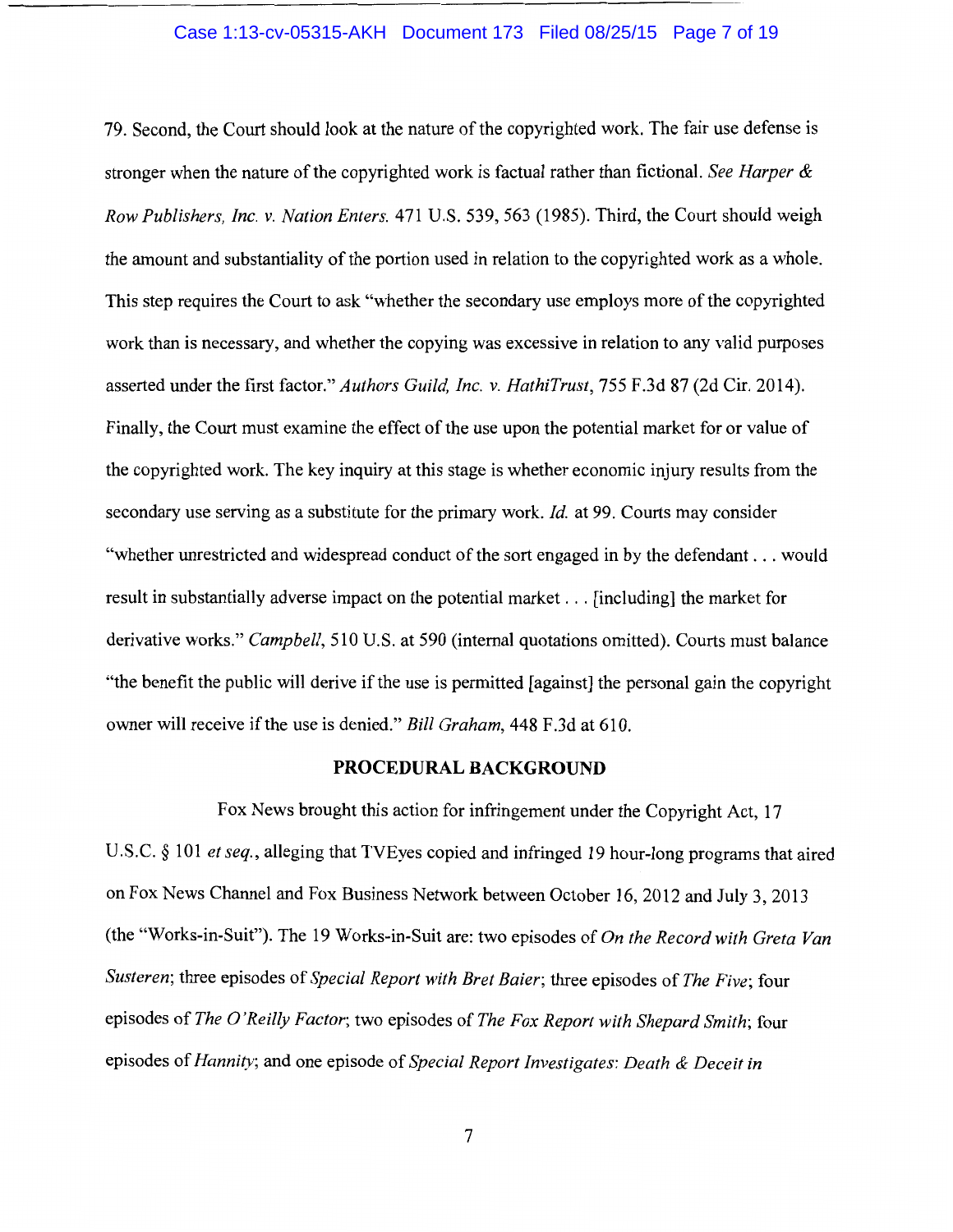79. Second, the Court should look at the nature of the copyrighted work. The fair use defense is stronger when the nature of the copyrighted work is factual rather than fictional. *See Harper & Row Publishers, Inc. v. Nation Enters.* 471 U.S. 539, 563 (1985). Third, the Court should weigh the amount and substantiality of the portion used in relation to the copyrighted work as a whole. This step requires the Court to ask "whether the secondary use employs more of the copyrighted work than is necessary, and whether the copying was excessive in relation to any valid purposes asserted under the first factor." *Authors Guild, Inc. v. HathiTrust*, 755 F.3d 87 (2d Cir. 2014). Finally, the Court must examine the effect of the use upon the potential market for or value of the copyrighted work. The key inquiry at this stage is whether economic injury results from the secondary use serving as a substitute for the primary work. *Id.* at 99. Courts may consider "whether unrestricted and widespread conduct of the sort engaged in by the defendant . . . would result in substantially adverse impact on the potential market . . . [including] the market for derivative works." *Campbell*, 510 U.S. at 590 (internal quotations omitted). Courts must balance "the benefit the public will derive if the use is permitted [against] the personal gain the copyright owner will receive if the use is denied." *Bill Graham*, 448 F.3d at 610.

## PROCEDURAL BACKGROUND

Fox News brought this action for infringement under the Copyright Act, 17 U.S.C. § 101 *et seq.*, alleging that TVEyes copied and infringed 19 hour-long programs that aired on Fox News Channel and Fox Business Network between October 16, 2012 and July 3, 2013 (the "Works-in-Suit"). The 19 Works-in-Suit are: two episodes of *On the Record with Greta Van Susteren*; three episodes of *Special Report with Bret Baier*; three episodes of *The Five*; four episodes of *The O'Reilly Factor*; two episodes of *The Fox Report with Shepard Smith*; four episodes of *Hannity*; and one episode of *Special Report Investigates: Death & Deceit in*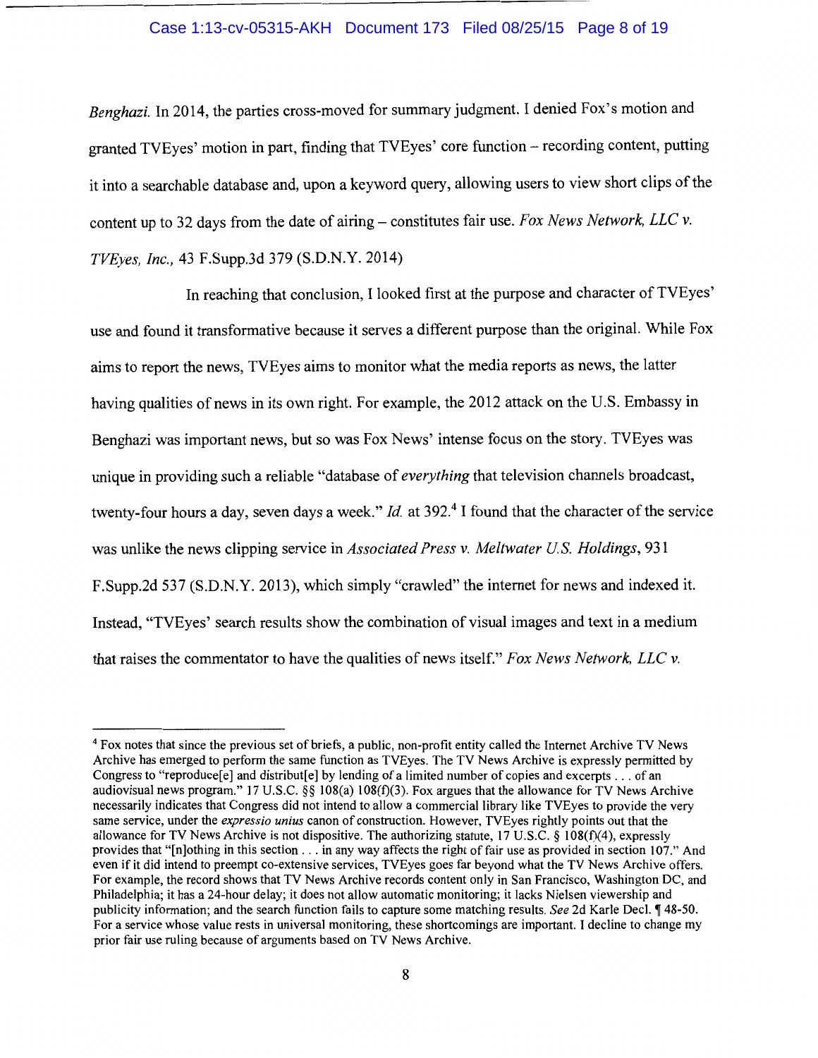*Benghazi.* In 2014, the parties cross-moved for summary judgment. I denied Fox's motion and granted TVEyes' motion in part, finding that TVEyes' core function – recording content, putting it into a searchable database and, upon a keyword query, allowing users to view short clips of the content up to 32 days from the date of airing – constitutes fair use. *Fox News Network, LLC v. TVEyes, Inc.*, 43 F.Supp.3d 379 (S.D.N.Y. 2014)

In reaching that conclusion, I looked first at the purpose and character of TVEyes' use and found it transformative because it serves a different purpose than the original. While Fox aims to report the news, TVEyes aims to monitor what the media reports as news, the latter having qualities of news in its own right. For example, the 2012 attack on the U.S. Embassy in Benghazi was important news, but so was Fox News' intense focus on the story. TVEyes was unique in providing such a reliable "database of *everything* that television channels broadcast, twenty-four hours a day, seven days a week." *Id.* at 392.[4] I found that the character of the service was unlike the news clipping service in *Associated Press v. Meltwater U.S. Holdings*, 931 F.Supp.2d 537 (S.D.N.Y. 2013), which simply "crawled" the internet for news and indexed it. Instead, "TVEyes' search results show the combination of visual images and text in a medium that raises the commentator to have the qualities of news itself." *Fox News Network, LLC v.*

---

[4] Fox notes that since the previous set of briefs, a public, non-profit entity called the Internet Archive TV News Archive has emerged to perform the same function as TVEyes. The TV News Archive is expressly permitted by Congress to "reproduce[e] and distribut[e] by lending of a limited number of copies and excerpts . . . of an audiovisual news program." 17 U.S.C. §§ 108(a) 108(f)(3). Fox argues that the allowance for TV News Archive necessarily indicates that Congress did not intend to allow a commercial library like TVEyes to provide the very same service, under the *expressio unius* canon of construction. However, TVEyes rightly points out that the allowance for TV News Archive is not dispositive. The authorizing statute, 17 U.S.C. § 108(f)(4), expressly provides that "[n]othing in this section . . . in any way affects the right of fair use as provided in section 107." And even if it did intend to preempt co-extensive services, TVEyes goes far beyond what the TV News Archive offers. For example, the record shows that TV News Archive records content only in San Francisco, Washington DC, and Philadelphia; it has a 24-hour delay; it does not allow automatic monitoring; it lacks Nielsen viewership and publicity information; and the search function fails to capture some matching results. *See* 2d Karle Decl. ¶ 48-50. For a service whose value rests in universal monitoring, these shortcomings are important. I decline to change my prior fair use ruling because of arguments based on TV News Archive.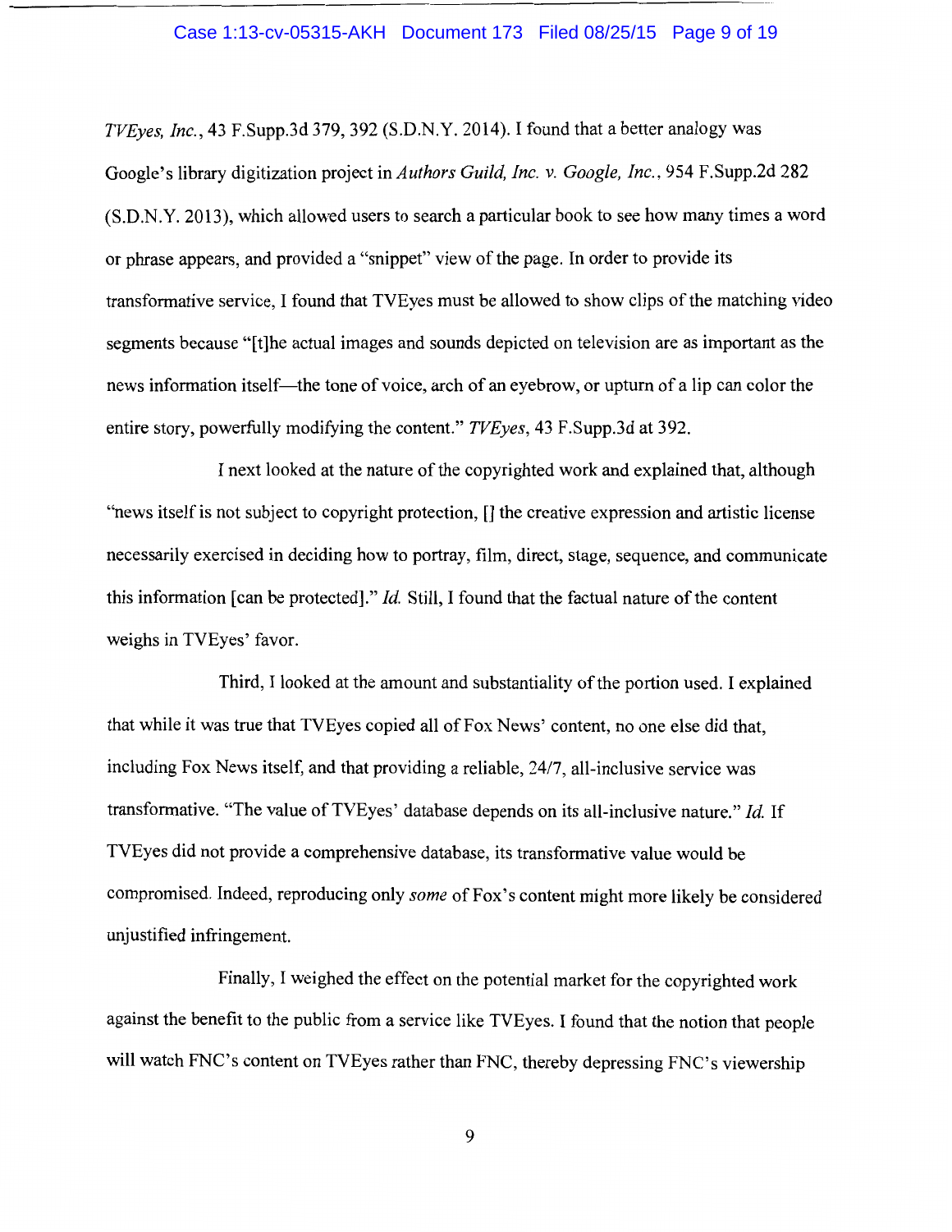*TVEyes, Inc.*, 43 F.Supp.3d 379, 392 (S.D.N.Y. 2014). I found that a better analogy was Google's library digitization project in *Authors Guild, Inc. v. Google, Inc.*, 954 F.Supp.2d 282 (S.D.N.Y. 2013), which allowed users to search a particular book to see how many times a word or phrase appears, and provided a "snippet" view of the page. In order to provide its transformative service, I found that TVEyes must be allowed to show clips of the matching video segments because "[t]he actual images and sounds depicted on television are as important as the news information itself—the tone of voice, arch of an eyebrow, or upturn of a lip can color the entire story, powerfully modifying the content." *TVEyes*, 43 F.Supp.3d at 392.

I next looked at the nature of the copyrighted work and explained that, although "news itself is not subject to copyright protection, [] the creative expression and artistic license necessarily exercised in deciding how to portray, film, direct, stage, sequence, and communicate this information [can be protected]." *Id.* Still, I found that the factual nature of the content weighs in TVEyes' favor.

Third, I looked at the amount and substantiality of the portion used. I explained that while it was true that TVEyes copied all of Fox News' content, no one else did that, including Fox News itself, and that providing a reliable, 24/7, all-inclusive service was transformative. "The value of TVEyes' database depends on its all-inclusive nature." *Id.* If TVEyes did not provide a comprehensive database, its transformative value would be compromised. Indeed, reproducing only *some* of Fox's content might more likely be considered unjustified infringement.

Finally, I weighed the effect on the potential market for the copyrighted work against the benefit to the public from a service like TVEyes. I found that the notion that people will watch FNC's content on TVEyes rather than FNC, thereby depressing FNC's viewership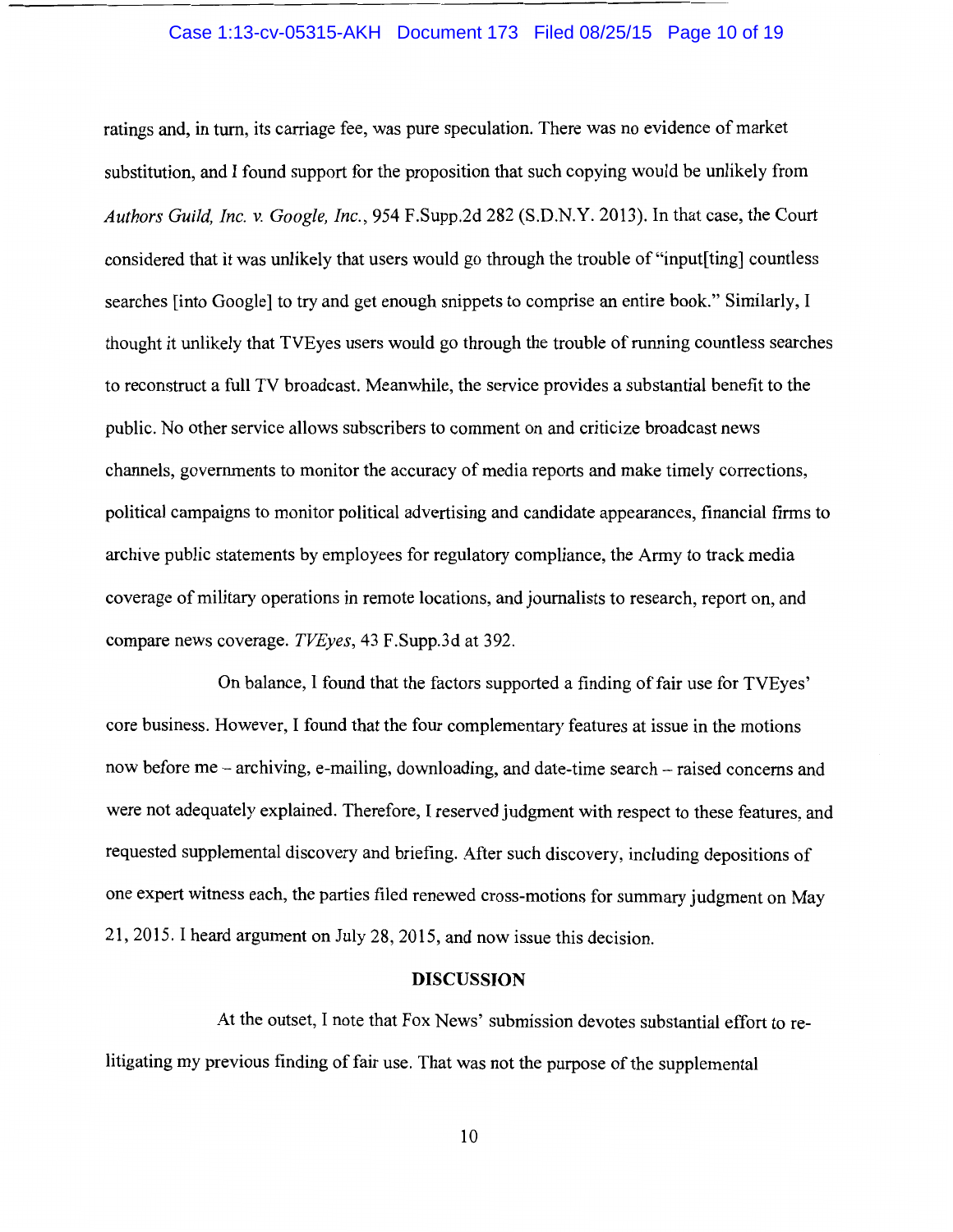ratings and, in turn, its carriage fee, was pure speculation. There was no evidence of market substitution, and I found support for the proposition that such copying would be unlikely from *Authors Guild, Inc. v. Google, Inc.*, 954 F.Supp.2d 282 (S.D.N.Y. 2013). In that case, the Court considered that it was unlikely that users would go through the trouble of "input[ting] countless searches [into Google] to try and get enough snippets to comprise an entire book." Similarly, I thought it unlikely that TVEyes users would go through the trouble of running countless searches to reconstruct a full TV broadcast. Meanwhile, the service provides a substantial benefit to the public. No other service allows subscribers to comment on and criticize broadcast news channels, governments to monitor the accuracy of media reports and make timely corrections, political campaigns to monitor political advertising and candidate appearances, financial firms to archive public statements by employees for regulatory compliance, the Army to track media coverage of military operations in remote locations, and journalists to research, report on, and compare news coverage. *TVEyes*, 43 F.Supp.3d at 392.

On balance, I found that the factors supported a finding of fair use for TVEyes' core business. However, I found that the four complementary features at issue in the motions now before me – archiving, e-mailing, downloading, and date-time search – raised concerns and were not adequately explained. Therefore, I reserved judgment with respect to these features, and requested supplemental discovery and briefing. After such discovery, including depositions of one expert witness each, the parties filed renewed cross-motions for summary judgment on May 21, 2015. I heard argument on July 28, 2015, and now issue this decision.

## DISCUSSION

At the outset, I note that Fox News' submission devotes substantial effort to re-litigating my previous finding of fair use. That was not the purpose of the supplemental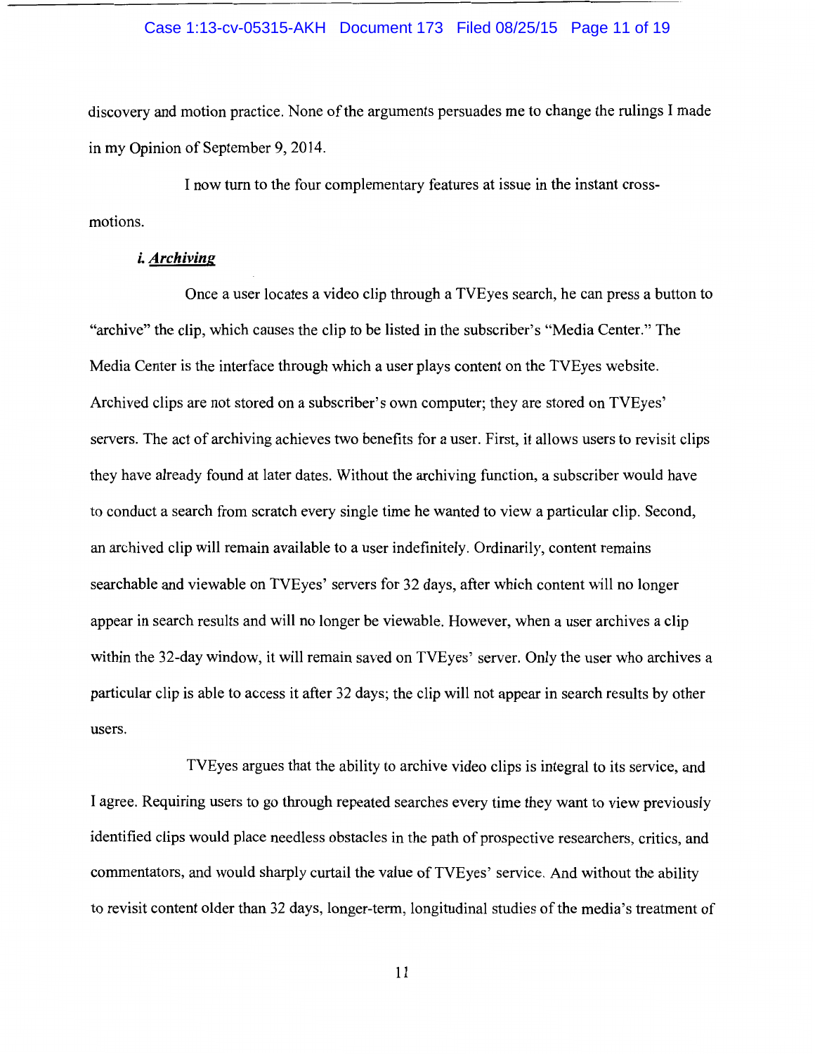discovery and motion practice. None of the arguments persuades me to change the rulings I made in my Opinion of September 9, 2014.

I now turn to the four complementary features at issue in the instant cross-motions.

***i. Archiving***

Once a user locates a video clip through a TVEyes search, he can press a button to "archive" the clip, which causes the clip to be listed in the subscriber's "Media Center." The Media Center is the interface through which a user plays content on the TVEyes website. Archived clips are not stored on a subscriber's own computer; they are stored on TVEyes' servers. The act of archiving achieves two benefits for a user. First, it allows users to revisit clips they have already found at later dates. Without the archiving function, a subscriber would have to conduct a search from scratch every single time he wanted to view a particular clip. Second, an archived clip will remain available to a user indefinitely. Ordinarily, content remains searchable and viewable on TVEyes' servers for 32 days, after which content will no longer appear in search results and will no longer be viewable. However, when a user archives a clip within the 32-day window, it will remain saved on TVEyes' server. Only the user who archives a particular clip is able to access it after 32 days; the clip will not appear in search results by other users.

TVEyes argues that the ability to archive video clips is integral to its service, and I agree. Requiring users to go through repeated searches every time they want to view previously identified clips would place needless obstacles in the path of prospective researchers, critics, and commentators, and would sharply curtail the value of TVEyes' service. And without the ability to revisit content older than 32 days, longer-term, longitudinal studies of the media's treatment of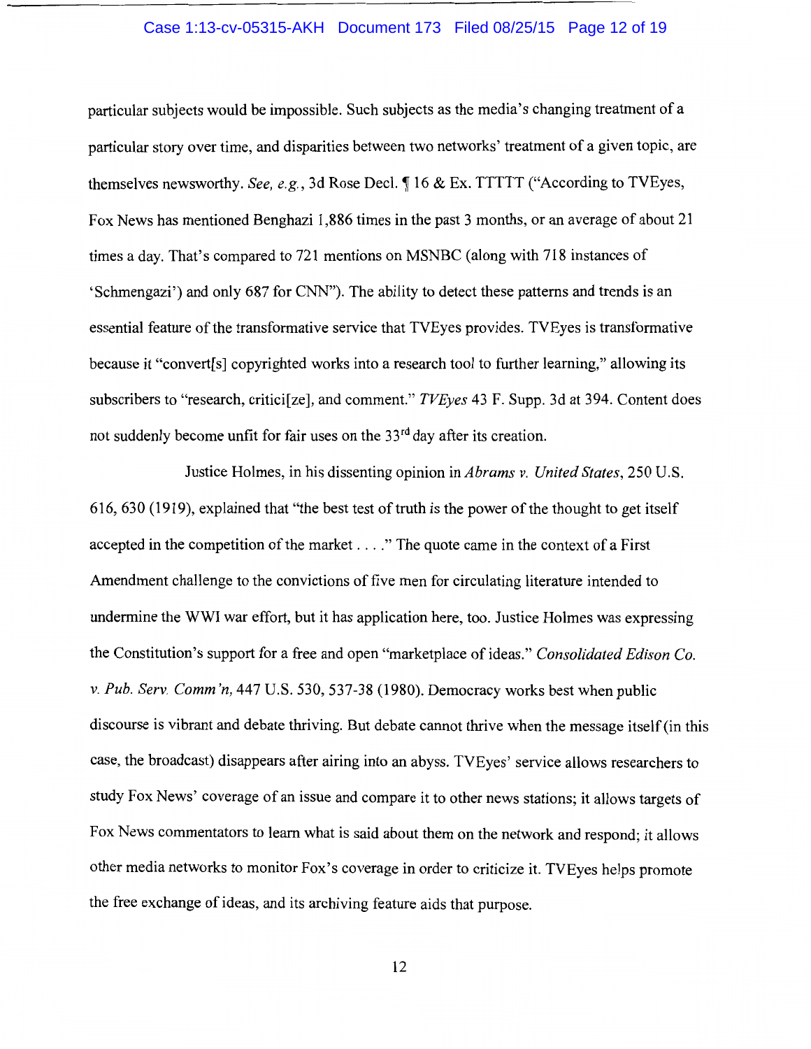particular subjects would be impossible. Such subjects as the media's changing treatment of a particular story over time, and disparities between two networks' treatment of a given topic, are themselves newsworthy. *See, e.g.*, 3d Rose Decl. ¶ 16 & Ex. TTTTT ("According to TVEyes, Fox News has mentioned Benghazi 1,886 times in the past 3 months, or an average of about 21 times a day. That's compared to 721 mentions on MSNBC (along with 718 instances of 'Schmengazi') and only 687 for CNN"). The ability to detect these patterns and trends is an essential feature of the transformative service that TVEyes provides. TVEyes is transformative because it "convert[s] copyrighted works into a research tool to further learning," allowing its subscribers to "research, critici[ze], and comment." *TVEyes* 43 F. Supp. 3d at 394. Content does not suddenly become unfit for fair uses on the 33rd day after its creation.

Justice Holmes, in his dissenting opinion in *Abrams v. United States*, 250 U.S. 616, 630 (1919), explained that "the best test of truth is the power of the thought to get itself accepted in the competition of the market . . . ." The quote came in the context of a First Amendment challenge to the convictions of five men for circulating literature intended to undermine the WWI war effort, but it has application here, too. Justice Holmes was expressing the Constitution's support for a free and open "marketplace of ideas." *Consolidated Edison Co. v. Pub. Serv. Comm'n*, 447 U.S. 530, 537-38 (1980). Democracy works best when public discourse is vibrant and debate thriving. But debate cannot thrive when the message itself (in this case, the broadcast) disappears after airing into an abyss. TVEyes' service allows researchers to study Fox News' coverage of an issue and compare it to other news stations; it allows targets of Fox News commentators to learn what is said about them on the network and respond; it allows other media networks to monitor Fox's coverage in order to criticize it. TVEyes helps promote the free exchange of ideas, and its archiving feature aids that purpose.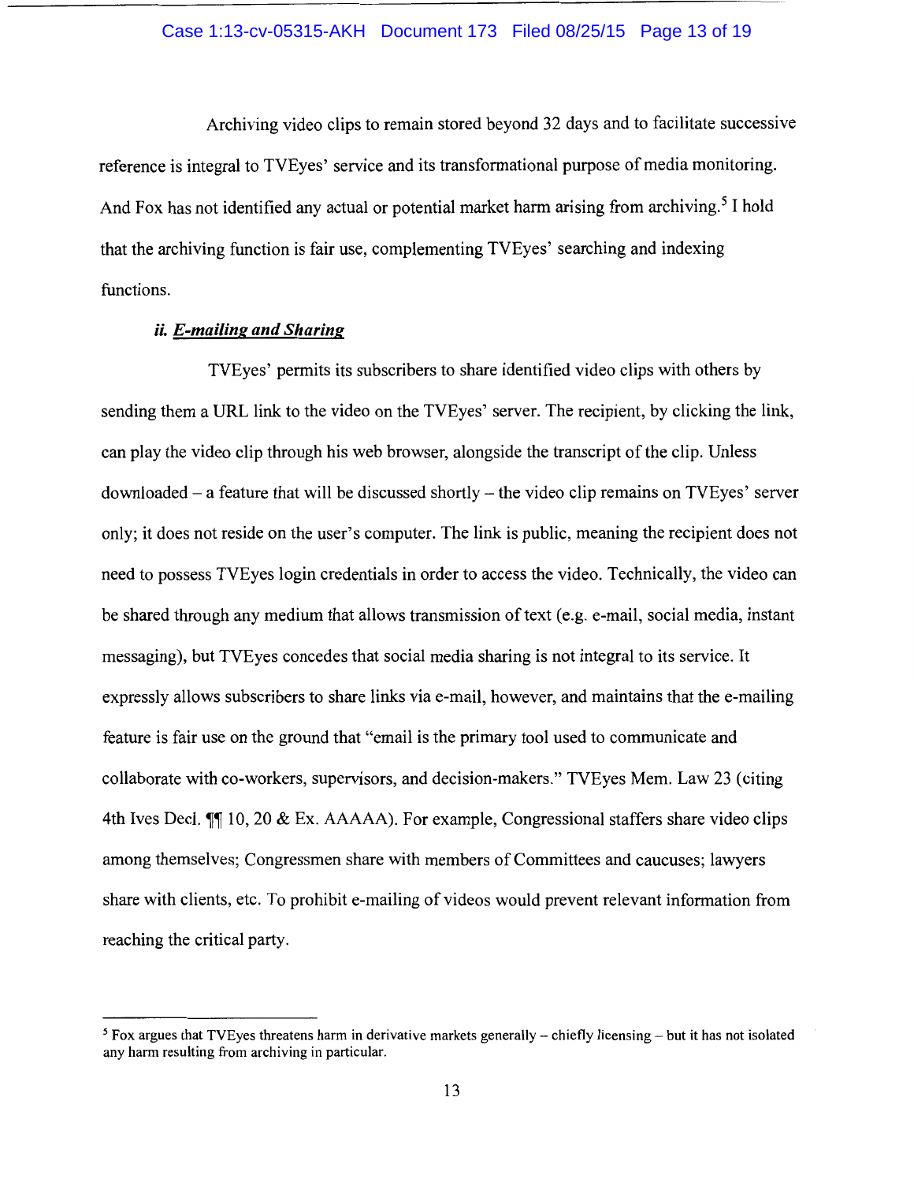Archiving video clips to remain stored beyond 32 days and to facilitate successive reference is integral to TVEyes' service and its transformational purpose of media monitoring. And Fox has not identified any actual or potential market harm arising from archiving.[5] I hold that the archiving function is fair use, complementing TVEyes' searching and indexing functions.

#### *ii. <u>E-mailing and Sharing</u>*

TVEyes' permits its subscribers to share identified video clips with others by sending them a URL link to the video on the TVEyes' server. The recipient, by clicking the link, can play the video clip through his web browser, alongside the transcript of the clip. Unless downloaded – a feature that will be discussed shortly – the video clip remains on TVEyes' server only; it does not reside on the user's computer. The link is public, meaning the recipient does not need to possess TVEyes login credentials in order to access the video. Technically, the video can be shared through any medium that allows transmission of text (e.g. e-mail, social media, instant messaging), but TVEyes concedes that social media sharing is not integral to its service. It expressly allows subscribers to share links via e-mail, however, and maintains that the e-mailing feature is fair use on the ground that "email is the primary tool used to communicate and collaborate with co-workers, supervisors, and decision-makers." TVEyes Mem. Law 23 (citing 4th Ives Decl. ¶¶ 10, 20 & Ex. AAAAA). For example, Congressional staffers share video clips among themselves; Congressmen share with members of Committees and caucuses; lawyers share with clients, etc. To prohibit e-mailing of videos would prevent relevant information from reaching the critical party.

---

[5] Fox argues that TVEyes threatens harm in derivative markets generally – chiefly licensing – but it has not isolated any harm resulting from archiving in particular.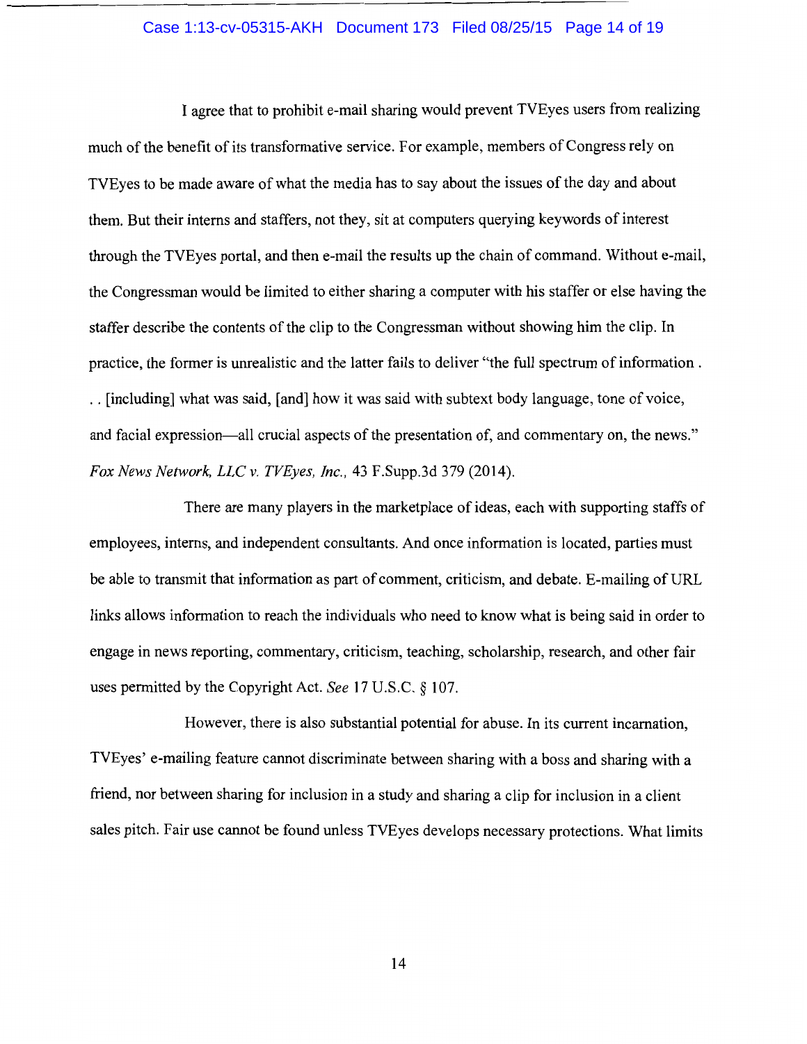I agree that to prohibit e-mail sharing would prevent TVEyes users from realizing much of the benefit of its transformative service. For example, members of Congress rely on TVEyes to be made aware of what the media has to say about the issues of the day and about them. But their interns and staffers, not they, sit at computers querying keywords of interest through the TVEyes portal, and then e-mail the results up the chain of command. Without e-mail, the Congressman would be limited to either sharing a computer with his staffer or else having the staffer describe the contents of the clip to the Congressman without showing him the clip. In practice, the former is unrealistic and the latter fails to deliver "the full spectrum of information . . . [including] what was said, [and] how it was said with subtext body language, tone of voice, and facial expression—all crucial aspects of the presentation of, and commentary on, the news." *Fox News Network, LLC v. TVEyes, Inc.*, 43 F.Supp.3d 379 (2014).

There are many players in the marketplace of ideas, each with supporting staffs of employees, interns, and independent consultants. And once information is located, parties must be able to transmit that information as part of comment, criticism, and debate. E-mailing of URL links allows information to reach the individuals who need to know what is being said in order to engage in news reporting, commentary, criticism, teaching, scholarship, research, and other fair uses permitted by the Copyright Act. *See* 17 U.S.C. § 107.

However, there is also substantial potential for abuse. In its current incarnation, TVEyes' e-mailing feature cannot discriminate between sharing with a boss and sharing with a friend, nor between sharing for inclusion in a study and sharing a clip for inclusion in a client sales pitch. Fair use cannot be found unless TVEyes develops necessary protections. What limits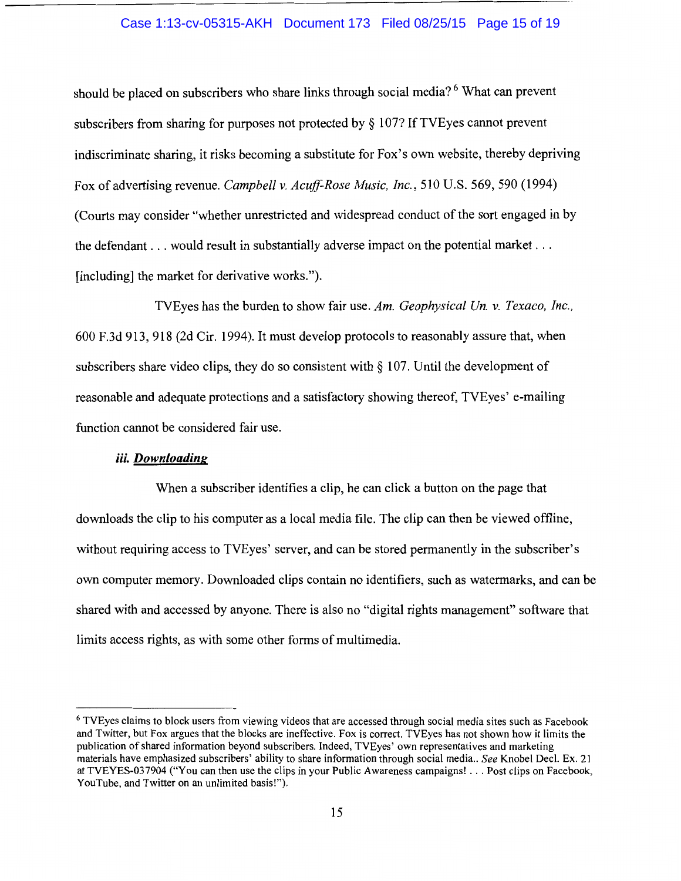should be placed on subscribers who share links through social media?[6] What can prevent subscribers from sharing for purposes not protected by § 107? If TVEyes cannot prevent indiscriminate sharing, it risks becoming a substitute for Fox's own website, thereby depriving Fox of advertising revenue. *Campbell v. Acuff-Rose Music, Inc.*, 510 U.S. 569, 590 (1994) (Courts may consider "whether unrestricted and widespread conduct of the sort engaged in by the defendant . . . would result in substantially adverse impact on the potential market . . . [including] the market for derivative works.").

TVEyes has the burden to show fair use. *Am. Geophysical Un. v. Texaco, Inc.*, 600 F.3d 913, 918 (2d Cir. 1994). It must develop protocols to reasonably assure that, when subscribers share video clips, they do so consistent with § 107. Until the development of reasonable and adequate protections and a satisfactory showing thereof, TVEyes' e-mailing function cannot be considered fair use.

***iii. Downloading***

When a subscriber identifies a clip, he can click a button on the page that downloads the clip to his computer as a local media file. The clip can then be viewed offline, without requiring access to TVEyes' server, and can be stored permanently in the subscriber's own computer memory. Downloaded clips contain no identifiers, such as watermarks, and can be shared with and accessed by anyone. There is also no "digital rights management" software that limits access rights, as with some other forms of multimedia.

---

[6] TVEyes claims to block users from viewing videos that are accessed through social media sites such as Facebook and Twitter, but Fox argues that the blocks are ineffective. Fox is correct. TVEyes has not shown how it limits the publication of shared information beyond subscribers. Indeed, TVEyes' own representatives and marketing materials have emphasized subscribers' ability to share information through social media.. *See* Knobel Decl. Ex. 21 at TVEYES-037904 ("You can then use the clips in your Public Awareness campaigns! . . . Post clips on Facebook, YouTube, and Twitter on an unlimited basis!").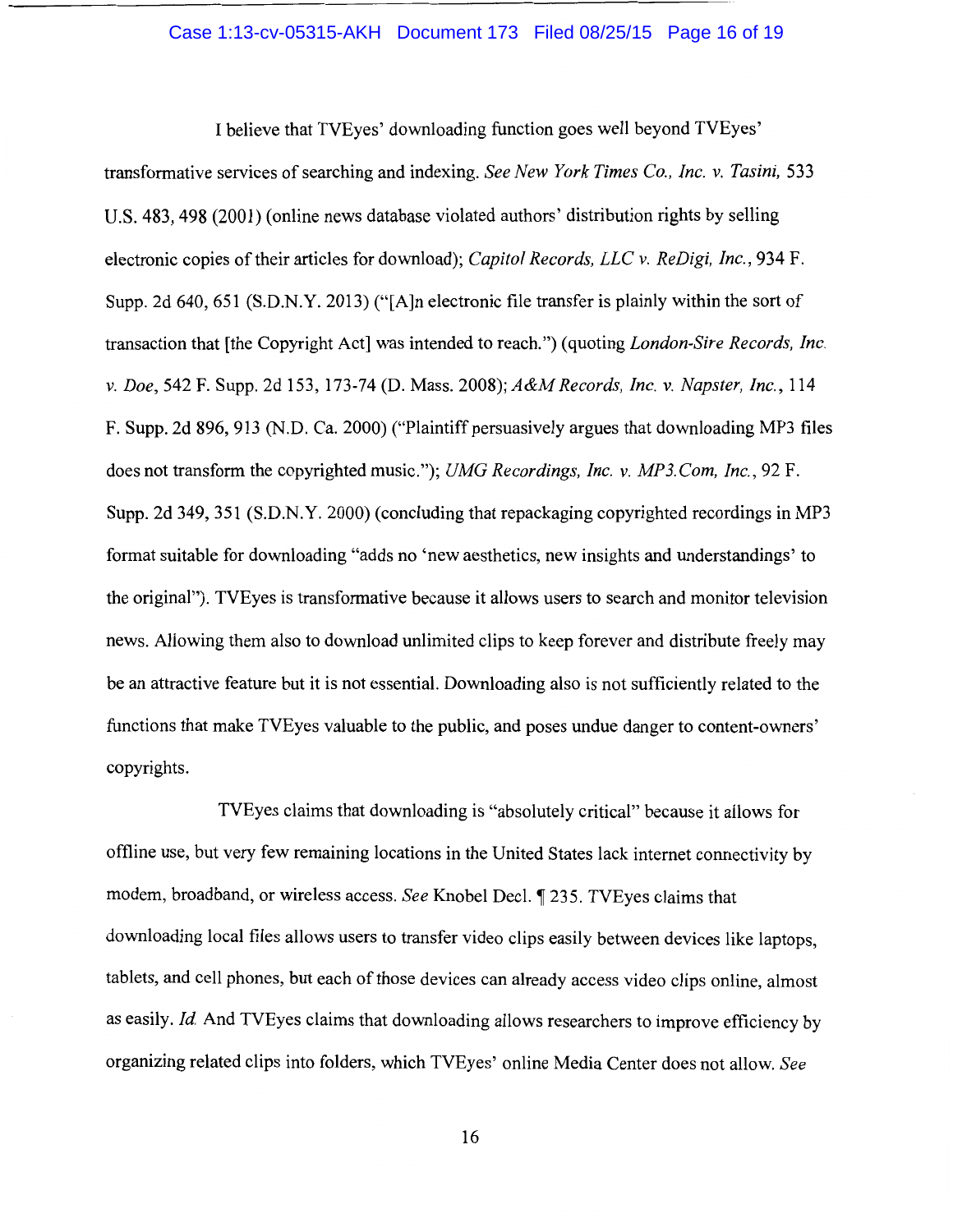I believe that TVEyes' downloading function goes well beyond TVEyes' transformative services of searching and indexing. *See New York Times Co., Inc. v. Tasini,* 533 U.S. 483, 498 (2001) (online news database violated authors' distribution rights by selling electronic copies of their articles for download); *Capitol Records, LLC v. ReDigi, Inc.*, 934 F. Supp. 2d 640, 651 (S.D.N.Y. 2013) ("[A]n electronic file transfer is plainly within the sort of transaction that [the Copyright Act] was intended to reach.") (quoting *London-Sire Records, Inc. v. Doe*, 542 F. Supp. 2d 153, 173-74 (D. Mass. 2008); *A&M Records, Inc. v. Napster, Inc.*, 114 F. Supp. 2d 896, 913 (N.D. Ca. 2000) ("Plaintiff persuasively argues that downloading MP3 files does not transform the copyrighted music."); *UMG Recordings, Inc. v. MP3.Com, Inc.*, 92 F. Supp. 2d 349, 351 (S.D.N.Y. 2000) (concluding that repackaging copyrighted recordings in MP3 format suitable for downloading "adds no 'new aesthetics, new insights and understandings' to the original"). TVEyes is transformative because it allows users to search and monitor television news. Allowing them also to download unlimited clips to keep forever and distribute freely may be an attractive feature but it is not essential. Downloading also is not sufficiently related to the functions that make TVEyes valuable to the public, and poses undue danger to content-owners' copyrights.

TVEyes claims that downloading is "absolutely critical" because it allows for offline use, but very few remaining locations in the United States lack internet connectivity by modem, broadband, or wireless access. *See* Knobel Decl. ¶ 235. TVEyes claims that downloading local files allows users to transfer video clips easily between devices like laptops, tablets, and cell phones, but each of those devices can already access video clips online, almost as easily. *Id.* And TVEyes claims that downloading allows researchers to improve efficiency by organizing related clips into folders, which TVEyes' online Media Center does not allow. *See*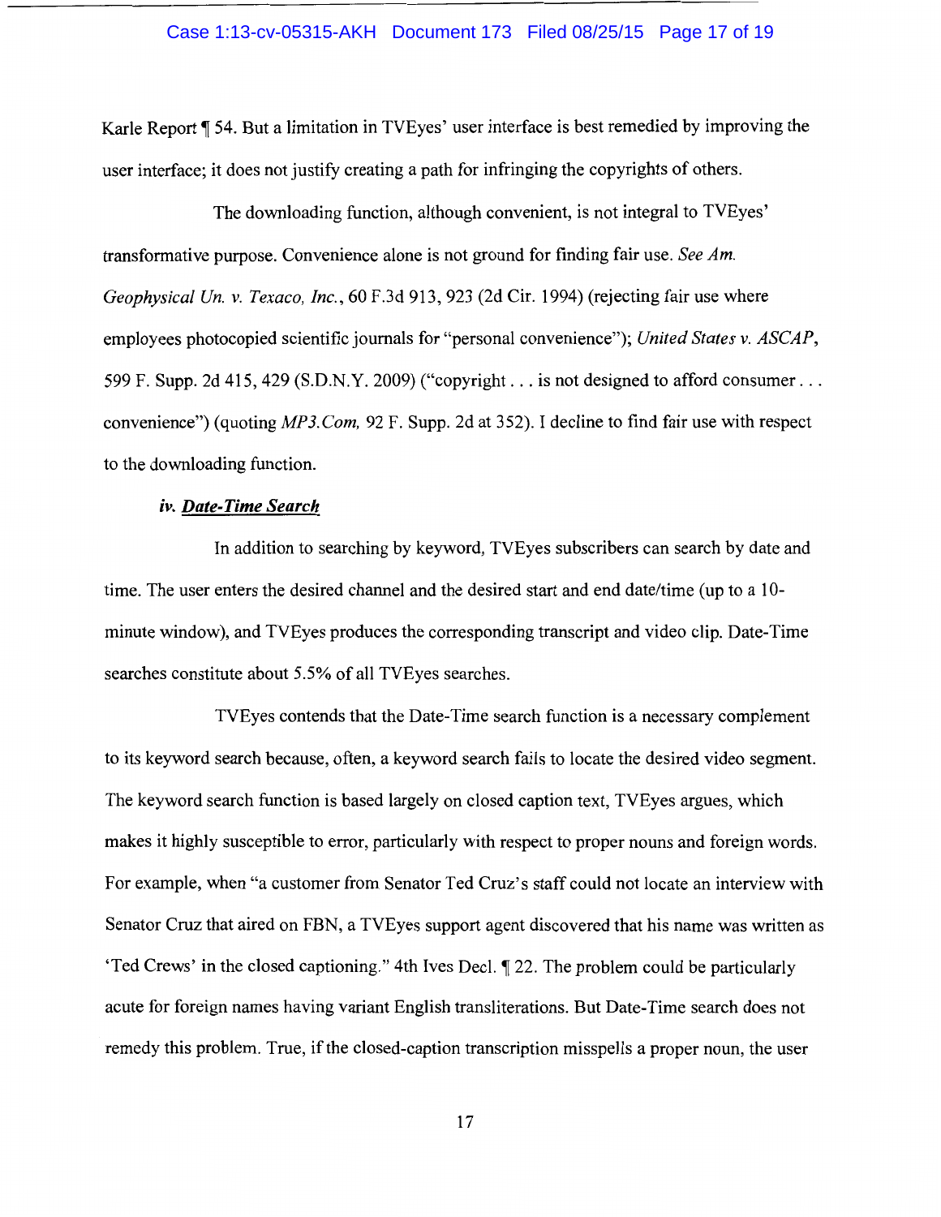Karle Report ¶ 54. But a limitation in TVEyes' user interface is best remedied by improving the user interface; it does not justify creating a path for infringing the copyrights of others.

The downloading function, although convenient, is not integral to TVEyes' transformative purpose. Convenience alone is not ground for finding fair use. *See Am. Geophysical Un. v. Texaco, Inc.*, 60 F.3d 913, 923 (2d Cir. 1994) (rejecting fair use where employees photocopied scientific journals for "personal convenience"); *United States v. ASCAP*, 599 F. Supp. 2d 415, 429 (S.D.N.Y. 2009) ("copyright . . . is not designed to afford consumer . . . convenience") (quoting *MP3.Com,* 92 F. Supp. 2d at 352). I decline to find fair use with respect to the downloading function.

#### *iv. __Date-Time Search__*

In addition to searching by keyword, TVEyes subscribers can search by date and time. The user enters the desired channel and the desired start and end date/time (up to a 10-minute window), and TVEyes produces the corresponding transcript and video clip. Date-Time searches constitute about 5.5% of all TVEyes searches.

TVEyes contends that the Date-Time search function is a necessary complement to its keyword search because, often, a keyword search fails to locate the desired video segment. The keyword search function is based largely on closed caption text, TVEyes argues, which makes it highly susceptible to error, particularly with respect to proper nouns and foreign words. For example, when "a customer from Senator Ted Cruz's staff could not locate an interview with Senator Cruz that aired on FBN, a TVEyes support agent discovered that his name was written as 'Ted Crews' in the closed captioning." 4th Ives Decl. ¶ 22. The problem could be particularly acute for foreign names having variant English transliterations. But Date-Time search does not remedy this problem. True, if the closed-caption transcription misspells a proper noun, the user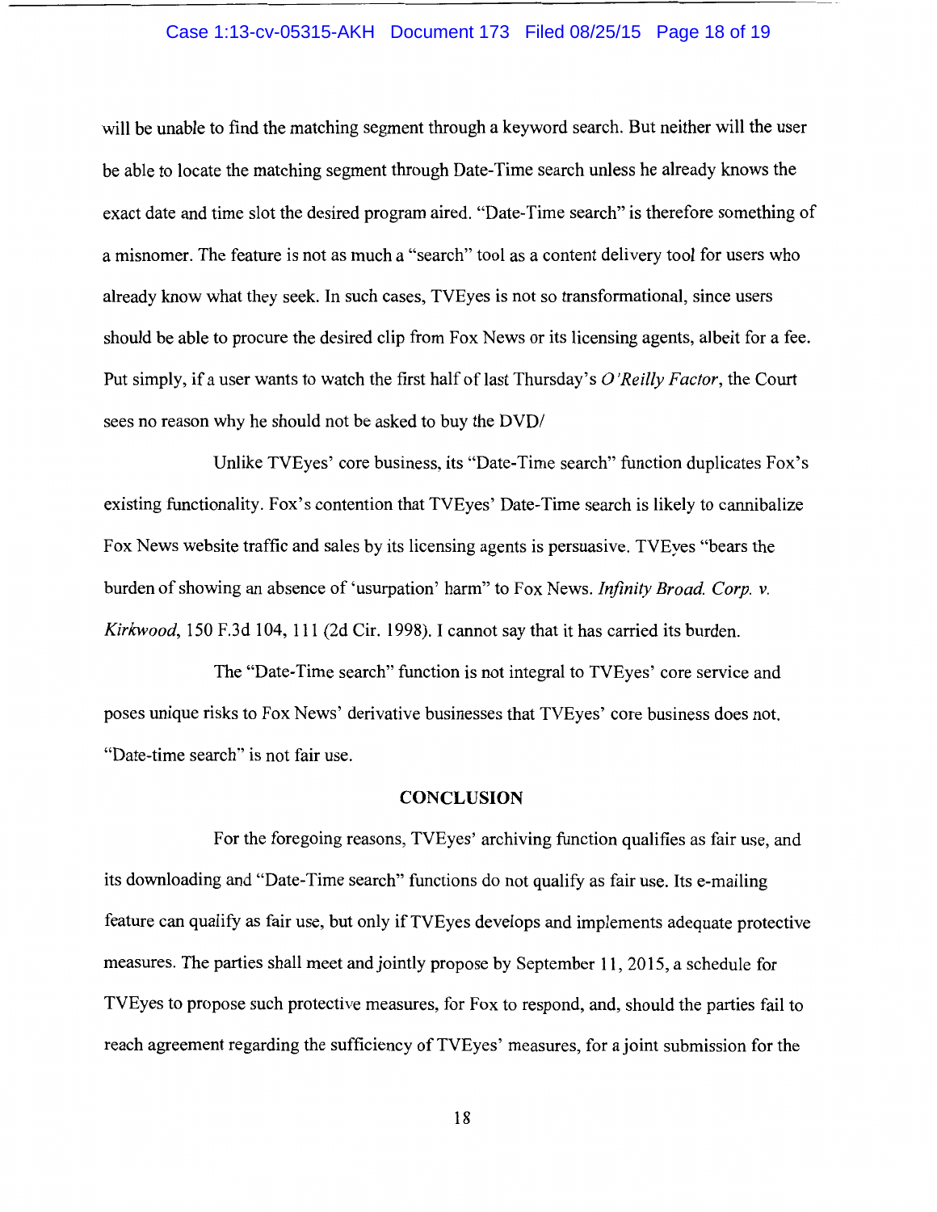will be unable to find the matching segment through a keyword search. But neither will the user be able to locate the matching segment through Date-Time search unless he already knows the exact date and time slot the desired program aired. "Date-Time search" is therefore something of a misnomer. The feature is not as much a "search" tool as a content delivery tool for users who already know what they seek. In such cases, TVEyes is not so transformational, since users should be able to procure the desired clip from Fox News or its licensing agents, albeit for a fee. Put simply, if a user wants to watch the first half of last Thursday's *O'Reilly Factor*, the Court sees no reason why he should not be asked to buy the DVD/

Unlike TVEyes' core business, its "Date-Time search" function duplicates Fox's existing functionality. Fox's contention that TVEyes' Date-Time search is likely to cannibalize Fox News website traffic and sales by its licensing agents is persuasive. TVEyes "bears the burden of showing an absence of 'usurpation' harm" to Fox News. *Infinity Broad. Corp. v. Kirkwood*, 150 F.3d 104, 111 (2d Cir. 1998). I cannot say that it has carried its burden.

The "Date-Time search" function is not integral to TVEyes' core service and poses unique risks to Fox News' derivative businesses that TVEyes' core business does not. "Date-time search" is not fair use.

## CONCLUSION

For the foregoing reasons, TVEyes' archiving function qualifies as fair use, and its downloading and "Date-Time search" functions do not qualify as fair use. Its e-mailing feature can qualify as fair use, but only if TVEyes develops and implements adequate protective measures. The parties shall meet and jointly propose by September 11, 2015, a schedule for TVEyes to propose such protective measures, for Fox to respond, and, should the parties fail to reach agreement regarding the sufficiency of TVEyes' measures, for a joint submission for the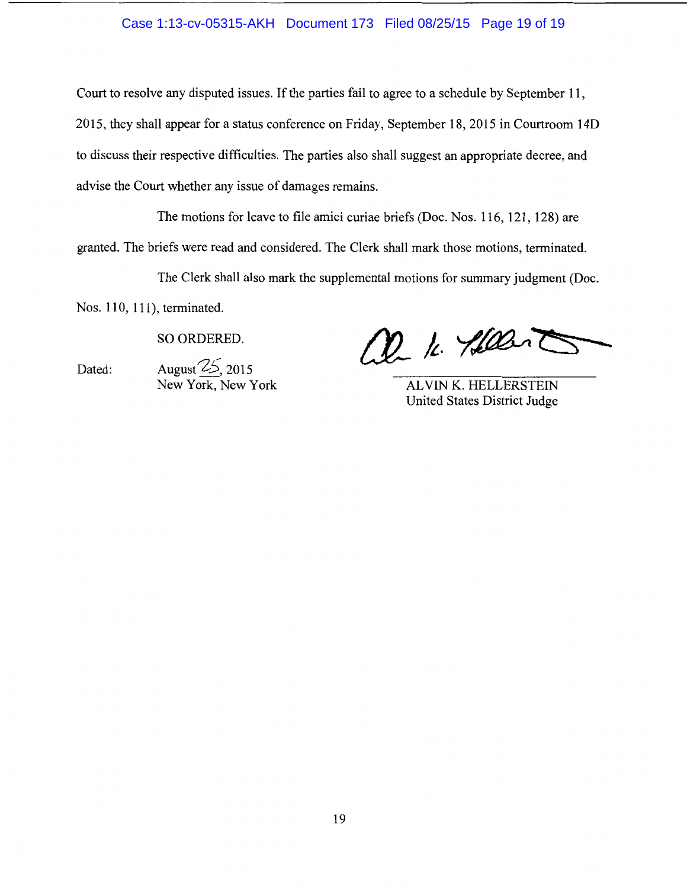Court to resolve any disputed issues. If the parties fail to agree to a schedule by September 11, 2015, they shall appear for a status conference on Friday, September 18, 2015 in Courtroom 14D to discuss their respective difficulties. The parties also shall suggest an appropriate decree, and advise the Court whether any issue of damages remains.

The motions for leave to file amici curiae briefs (Doc. Nos. 116, 121, 128) are granted. The briefs were read and considered. The Clerk shall mark those motions, terminated.

The Clerk shall also mark the supplemental motions for summary judgment (Doc. Nos. 110, 111), terminated.

SO ORDERED.

Dated: August 25, 2015
New York, New York

ALVIN K. HELLERSTEIN
United States District Judge